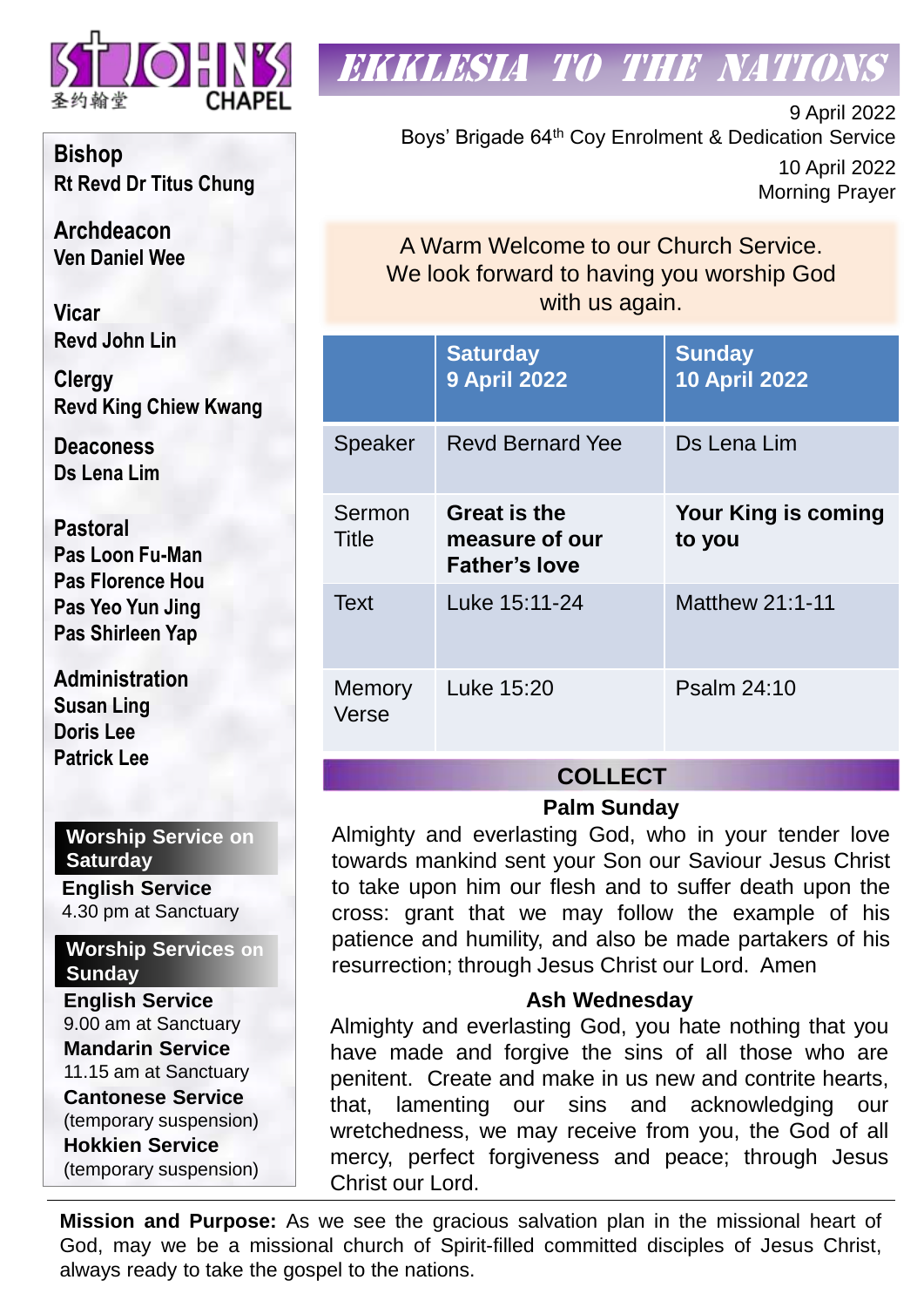ST JOHN'S
圣约翰堂
CHAPEL

# EKKLESIA TO THE NATIONS

9 April 2022
Boys' Brigade 64th Coy Enrolment & Dedication Service

10 April 2022
Morning Prayer

**Bishop**
Rt Revd Dr Titus Chung

**Archdeacon**
Ven Daniel Wee

**Vicar**
Revd John Lin

**Clergy**
Revd King Chiew Kwang

**Deaconess**
Ds Lena Lim

**Pastoral**
Pas Loon Fu-Man
Pas Florence Hou
Pas Yeo Yun Jing
Pas Shirleen Yap

**Administration**
Susan Ling
Doris Lee
Patrick Lee

**Worship Service on Saturday**

**English Service**
4.30 pm at Sanctuary

**Worship Services on Sunday**

**English Service**
9.00 am at Sanctuary

**Mandarin Service**
11.15 am at Sanctuary

**Cantonese Service**
(temporary suspension)

**Hokkien Service**
(temporary suspension)

A Warm Welcome to our Church Service. We look forward to having you worship God with us again.

| | Saturday 9 April 2022 | Sunday 10 April 2022 |
|---|---|---|
| Speaker | Revd Bernard Yee | Ds Lena Lim |
| Sermon Title | **Great is the measure of our Father's love** | **Your King is coming to you** |
| Text | Luke 15:11-24 | Matthew 21:1-11 |
| Memory Verse | Luke 15:20 | Psalm 24:10 |

## COLLECT

### Palm Sunday

Almighty and everlasting God, who in your tender love towards mankind sent your Son our Saviour Jesus Christ to take upon him our flesh and to suffer death upon the cross: grant that we may follow the example of his patience and humility, and also be made partakers of his resurrection; through Jesus Christ our Lord. Amen

### Ash Wednesday

Almighty and everlasting God, you hate nothing that you have made and forgive the sins of all those who are penitent. Create and make in us new and contrite hearts, that, lamenting our sins and acknowledging our wretchedness, we may receive from you, the God of all mercy, perfect forgiveness and peace; through Jesus Christ our Lord.

**Mission and Purpose:** As we see the gracious salvation plan in the missional heart of God, may we be a missional church of Spirit-filled committed disciples of Jesus Christ, always ready to take the gospel to the nations.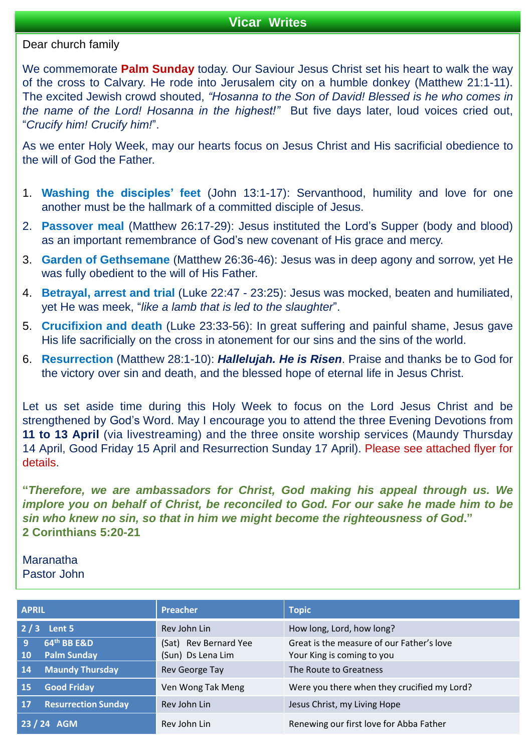## Vicar Writes

Dear church family

We commemorate **Palm Sunday** today. Our Saviour Jesus Christ set his heart to walk the way of the cross to Calvary. He rode into Jerusalem city on a humble donkey (Matthew 21:1-11). The excited Jewish crowd shouted, *"Hosanna to the Son of David! Blessed is he who comes in the name of the Lord! Hosanna in the highest!"* But five days later, loud voices cried out, "*Crucify him! Crucify him!*".

As we enter Holy Week, may our hearts focus on Jesus Christ and His sacrificial obedience to the will of God the Father.

1. **Washing the disciples' feet** (John 13:1-17): Servanthood, humility and love for one another must be the hallmark of a committed disciple of Jesus.
2. **Passover meal** (Matthew 26:17-29): Jesus instituted the Lord's Supper (body and blood) as an important remembrance of God's new covenant of His grace and mercy.
3. **Garden of Gethsemane** (Matthew 26:36-46): Jesus was in deep agony and sorrow, yet He was fully obedient to the will of His Father.
4. **Betrayal, arrest and trial** (Luke 22:47 - 23:25): Jesus was mocked, beaten and humiliated, yet He was meek, "*like a lamb that is led to the slaughter*".
5. **Crucifixion and death** (Luke 23:33-56): In great suffering and painful shame, Jesus gave His life sacrificially on the cross in atonement for our sins and the sins of the world.
6. **Resurrection** (Matthew 28:1-10): ***Hallelujah. He is Risen***. Praise and thanks be to God for the victory over sin and death, and the blessed hope of eternal life in Jesus Christ.

Let us set aside time during this Holy Week to focus on the Lord Jesus Christ and be strengthened by God's Word. May I encourage you to attend the three Evening Devotions from **11 to 13 April** (via livestreaming) and the three onsite worship services (Maundy Thursday 14 April, Good Friday 15 April and Resurrection Sunday 17 April). Please see attached flyer for details.

**"*Therefore, we are ambassadors for Christ, God making his appeal through us. We implore you on behalf of Christ, be reconciled to God. For our sake he made him to be sin who knew no sin, so that in him we might become the righteousness of God*."**
**2 Corinthians 5:20-21**

Maranatha
Pastor John

| APRIL | Preacher | Topic |
|---|---|---|
| 2 / 3 Lent 5 | Rev John Lin | How long, Lord, how long? |
| 9 64th BB E&D<br>10 Palm Sunday | (Sat) Rev Bernard Yee<br>(Sun) Ds Lena Lim | Great is the measure of our Father's love<br>Your King is coming to you |
| 14 Maundy Thursday | Rev George Tay | The Route to Greatness |
| 15 Good Friday | Ven Wong Tak Meng | Were you there when they crucified my Lord? |
| 17 Resurrection Sunday | Rev John Lin | Jesus Christ, my Living Hope |
| 23 / 24 AGM | Rev John Lin | Renewing our first love for Abba Father |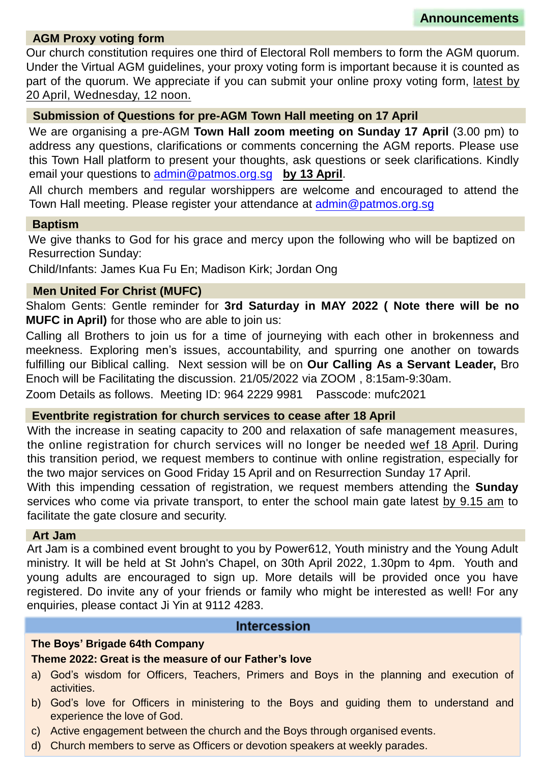# Announcements

## AGM Proxy voting form

Our church constitution requires one third of Electoral Roll members to form the AGM quorum. Under the Virtual AGM guidelines, your proxy voting form is important because it is counted as part of the quorum. We appreciate if you can submit your online proxy voting form, latest by 20 April, Wednesday, 12 noon.

## Submission of Questions for pre-AGM Town Hall meeting on 17 April

We are organising a pre-AGM **Town Hall zoom meeting on Sunday 17 April** (3.00 pm) to address any questions, clarifications or comments concerning the AGM reports. Please use this Town Hall platform to present your thoughts, ask questions or seek clarifications. Kindly email your questions to admin@patmos.org.sg **by 13 April**.

All church members and regular worshippers are welcome and encouraged to attend the Town Hall meeting. Please register your attendance at admin@patmos.org.sg

## Baptism

We give thanks to God for his grace and mercy upon the following who will be baptized on Resurrection Sunday:

Child/Infants: James Kua Fu En; Madison Kirk; Jordan Ong

## Men United For Christ (MUFC)

Shalom Gents: Gentle reminder for **3rd Saturday in MAY 2022 ( Note there will be no MUFC in April)** for those who are able to join us:

Calling all Brothers to join us for a time of journeying with each other in brokenness and meekness. Exploring men's issues, accountability, and spurring one another on towards fulfilling our Biblical calling. Next session will be on **Our Calling As a Servant Leader,** Bro Enoch will be Facilitating the discussion. 21/05/2022 via ZOOM , 8:15am-9:30am.

Zoom Details as follows. Meeting ID: 964 2229 9981 Passcode: mufc2021

## Eventbrite registration for church services to cease after 18 April

With the increase in seating capacity to 200 and relaxation of safe management measures, the online registration for church services will no longer be needed wef 18 April. During this transition period, we request members to continue with online registration, especially for the two major services on Good Friday 15 April and on Resurrection Sunday 17 April.

With this impending cessation of registration, we request members attending the **Sunday** services who come via private transport, to enter the school main gate latest by 9.15 am to facilitate the gate closure and security.

## Art Jam

Art Jam is a combined event brought to you by Power612, Youth ministry and the Young Adult ministry. It will be held at St John's Chapel, on 30th April 2022, 1.30pm to 4pm. Youth and young adults are encouraged to sign up. More details will be provided once you have registered. Do invite any of your friends or family who might be interested as well! For any enquiries, please contact Ji Yin at 9112 4283.

# Intercession

**The Boys' Brigade 64th Company**

**Theme 2022: Great is the measure of our Father's love**

a) God's wisdom for Officers, Teachers, Primers and Boys in the planning and execution of activities.

b) God's love for Officers in ministering to the Boys and guiding them to understand and experience the love of God.

c) Active engagement between the church and the Boys through organised events.

d) Church members to serve as Officers or devotion speakers at weekly parades.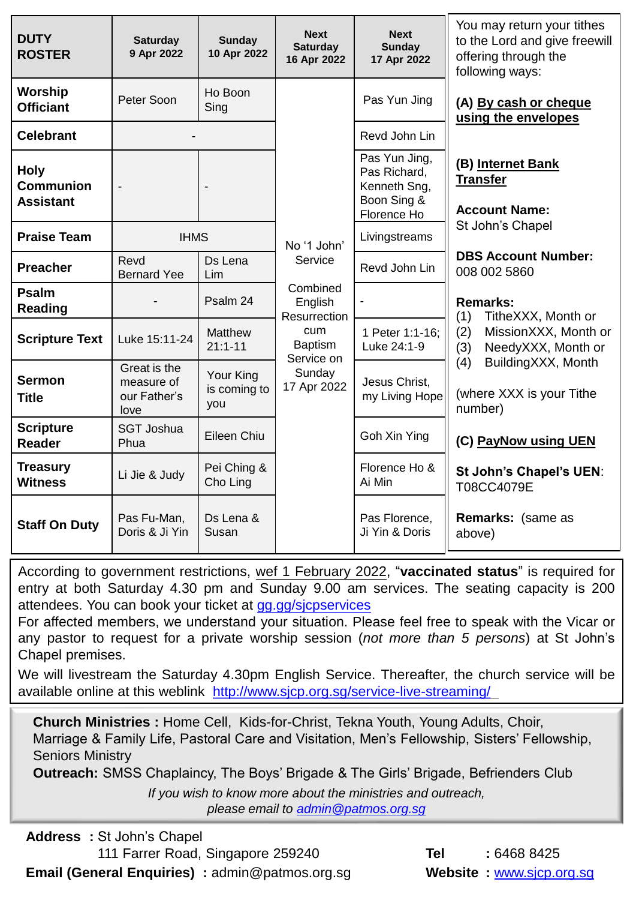| DUTY ROSTER | Saturday 9 Apr 2022 | Sunday 10 Apr 2022 | Next Saturday 16 Apr 2022 | Next Sunday 17 Apr 2022 |
|---|---|---|---|---|
| Worship Officiant | Peter Soon | Ho Boon Sing | No '1 John' Service<br><br>Combined English Resurrection cum Baptism Service on Sunday 17 Apr 2022 | Pas Yun Jing |
| Celebrant | - | | | Revd John Lin |
| Holy Communion Assistant | - | - | | Pas Yun Jing, Pas Richard, Kenneth Sng, Boon Sing & Florence Ho |
| Praise Team | IHMS | | | Livingstreams |
| Preacher | Revd Bernard Yee | Ds Lena Lim | | Revd John Lin |
| Psalm Reading | - | Psalm 24 | | - |
| Scripture Text | Luke 15:11-24 | Matthew 21:1-11 | | 1 Peter 1:1-16; Luke 24:1-9 |
| Sermon Title | Great is the measure of our Father's love | Your King is coming to you | | Jesus Christ, my Living Hope |
| Scripture Reader | SGT Joshua Phua | Eileen Chiu | | Goh Xin Ying |
| Treasury Witness | Li Jie & Judy | Pei Ching & Cho Ling | | Florence Ho & Ai Min |
| Staff On Duty | Pas Fu-Man, Doris & Ji Yin | Ds Lena & Susan | | Pas Florence, Ji Yin & Doris |

You may return your tithes to the Lord and give freewill offering through the following ways:

**(A) By cash or cheque using the envelopes**

**(B) Internet Bank Transfer**

**Account Name:**
St John's Chapel

**DBS Account Number:**
008 002 5860

**Remarks:**
(1) TitheXXX, Month or
(2) MissionXXX, Month or
(3) NeedyXXX, Month or
(4) BuildingXXX, Month

(where XXX is your Tithe number)

**(C) PayNow using UEN**

**St John's Chapel's UEN**: T08CC4079E

**Remarks:** (same as above)

According to government restrictions, wef 1 February 2022, "**vaccinated status**" is required for entry at both Saturday 4.30 pm and Sunday 9.00 am services. The seating capacity is 200 attendees. You can book your ticket at gg.gg/sjcpservices
For affected members, we understand your situation. Please feel free to speak with the Vicar or any pastor to request for a private worship session (*not more than 5 persons*) at St John's Chapel premises.

We will livestream the Saturday 4.30pm English Service. Thereafter, the church service will be available online at this weblink http://www.sjcp.org.sg/service-live-streaming/

**Church Ministries :** Home Cell, Kids-for-Christ, Tekna Youth, Young Adults, Choir, Marriage & Family Life, Pastoral Care and Visitation, Men's Fellowship, Sisters' Fellowship, Seniors Ministry
**Outreach:** SMSS Chaplaincy, The Boys' Brigade & The Girls' Brigade, Befrienders Club

*If you wish to know more about the ministries and outreach, please email to admin@patmos.org.sg*

**Address :** St John's Chapel
111 Farrer Road, Singapore 259240
**Email (General Enquiries) :** admin@patmos.org.sg
**Tel :** 6468 8425
**Website :** www.sjcp.org.sg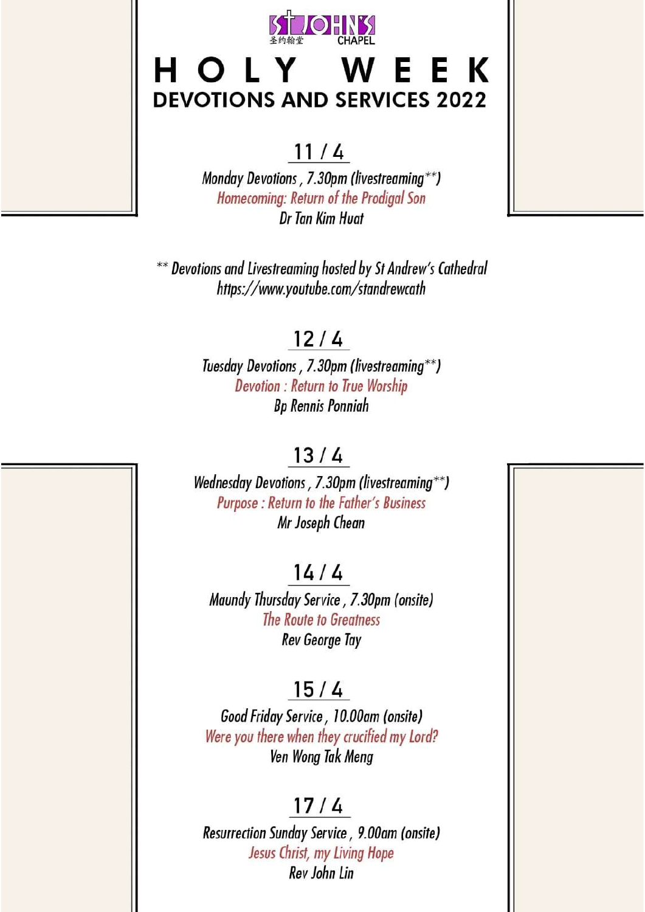ST JOHN'S
圣约翰堂 CHAPEL

# HOLY WEEK

## DEVOTIONS AND SERVICES 2022

### 11 / 4

*Monday Devotions , 7.30pm (livestreaming**)*
*Homecoming: Return of the Prodigal Son*
*Dr Tan Kim Huat*

*** Devotions and Livestreaming hosted by St Andrew's Cathedral*
*https://www.youtube.com/standrewcath*

### 12 / 4

*Tuesday Devotions , 7.30pm (livestreaming**)*
*Devotion : Return to True Worship*
*Bp Rennis Ponniah*

### 13 / 4

*Wednesday Devotions , 7.30pm (livestreaming**)*
*Purpose : Return to the Father's Business*
*Mr Joseph Chean*

### 14 / 4

*Maundy Thursday Service , 7.30pm (onsite)*
*The Route to Greatness*
*Rev George Tay*

### 15 / 4

*Good Friday Service , 10.00am (onsite)*
*Were you there when they crucified my Lord?*
*Ven Wong Tak Meng*

### 17 / 4

*Resurrection Sunday Service , 9.00am (onsite)*
*Jesus Christ, my Living Hope*
*Rev John Lin*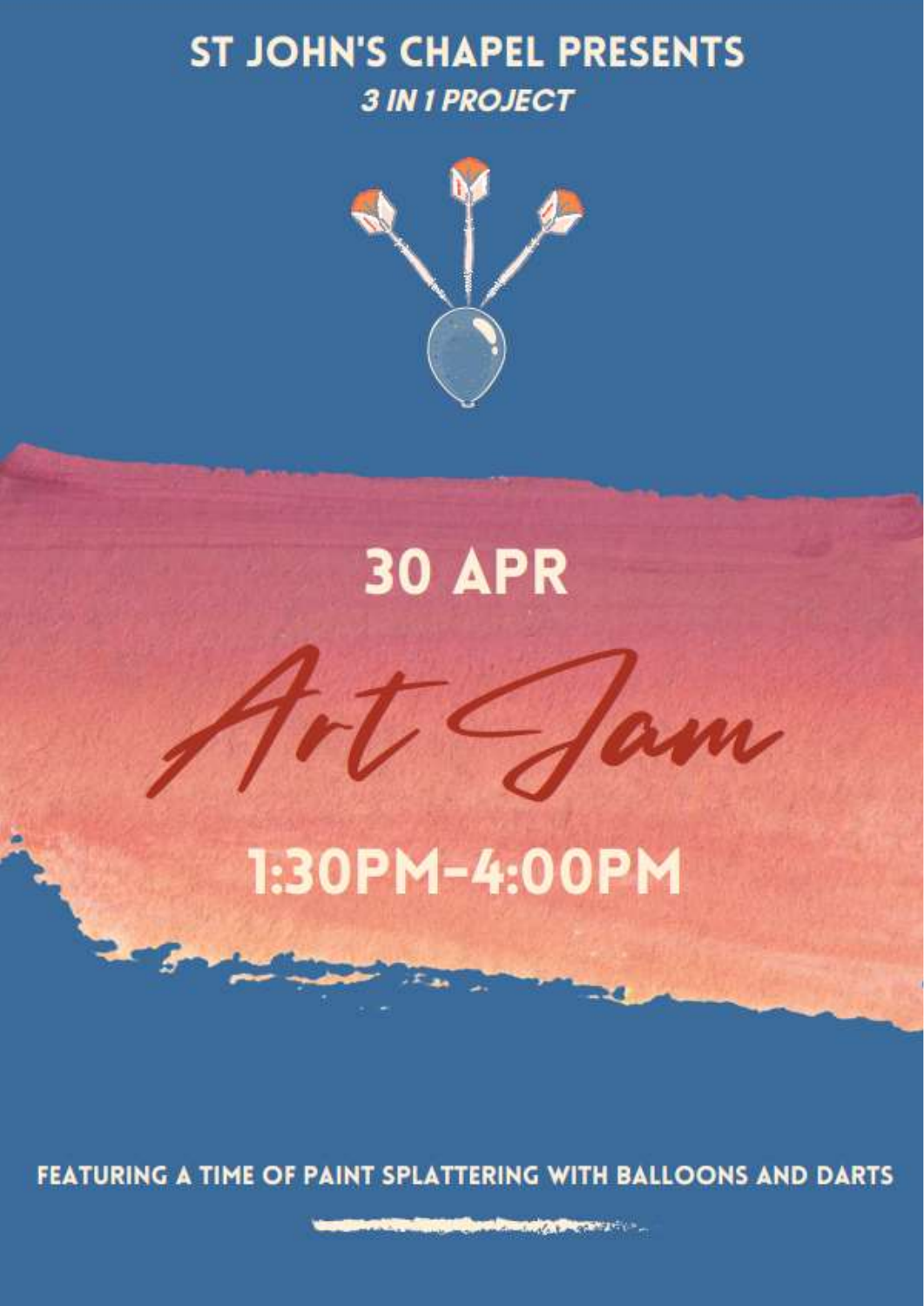## ST JOHN'S CHAPEL PRESENTS

***3 IN 1 PROJECT***

# 30 APR

# Art Jam

## 1:30PM-4:00PM

**FEATURING A TIME OF PAINT SPLATTERING WITH BALLOONS AND DARTS**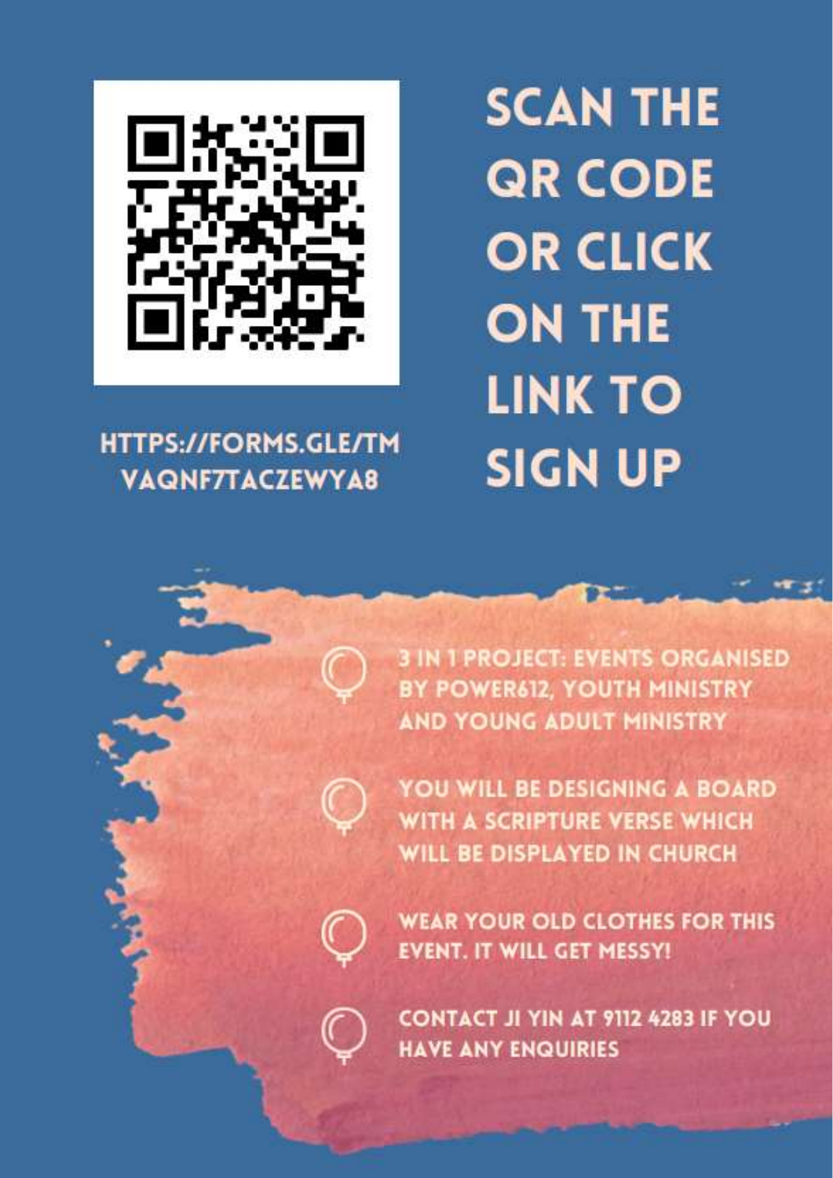# SCAN THE QR CODE OR CLICK ON THE LINK TO SIGN UP

HTTPS://FORMS.GLE/TMVAQNF7TACZEWYA8

- 3 IN 1 PROJECT: EVENTS ORGANISED BY POWER612, YOUTH MINISTRY AND YOUNG ADULT MINISTRY
- YOU WILL BE DESIGNING A BOARD WITH A SCRIPTURE VERSE WHICH WILL BE DISPLAYED IN CHURCH
- WEAR YOUR OLD CLOTHES FOR THIS EVENT. IT WILL GET MESSY!
- CONTACT JI YIN AT 9112 4283 IF YOU HAVE ANY ENQUIRIES